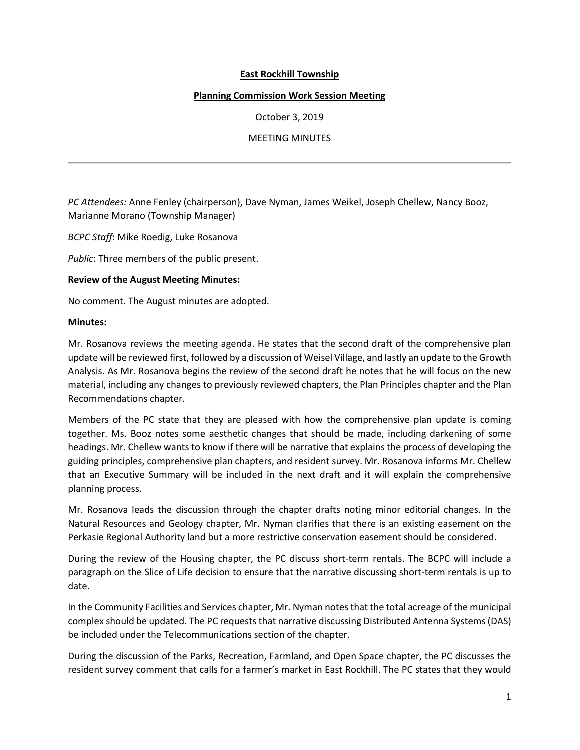**East Rockhill Township**

**Planning Commission Work Session Meeting**

October 3, 2019

MEETING MINUTES

---

*PC Attendees:* Anne Fenley (chairperson), Dave Nyman, James Weikel, Joseph Chellew, Nancy Booz, Marianne Morano (Township Manager)

*BCPC Staff*: Mike Roedig, Luke Rosanova

*Public*: Three members of the public present.

**Review of the August Meeting Minutes:**

No comment. The August minutes are adopted.

**Minutes:**

Mr. Rosanova reviews the meeting agenda. He states that the second draft of the comprehensive plan update will be reviewed first, followed by a discussion of Weisel Village, and lastly an update to the Growth Analysis. As Mr. Rosanova begins the review of the second draft he notes that he will focus on the new material, including any changes to previously reviewed chapters, the Plan Principles chapter and the Plan Recommendations chapter.

Members of the PC state that they are pleased with how the comprehensive plan update is coming together. Ms. Booz notes some aesthetic changes that should be made, including darkening of some headings. Mr. Chellew wants to know if there will be narrative that explains the process of developing the guiding principles, comprehensive plan chapters, and resident survey. Mr. Rosanova informs Mr. Chellew that an Executive Summary will be included in the next draft and it will explain the comprehensive planning process.

Mr. Rosanova leads the discussion through the chapter drafts noting minor editorial changes. In the Natural Resources and Geology chapter, Mr. Nyman clarifies that there is an existing easement on the Perkasie Regional Authority land but a more restrictive conservation easement should be considered.

During the review of the Housing chapter, the PC discuss short-term rentals. The BCPC will include a paragraph on the Slice of Life decision to ensure that the narrative discussing short-term rentals is up to date.

In the Community Facilities and Services chapter, Mr. Nyman notes that the total acreage of the municipal complex should be updated. The PC requests that narrative discussing Distributed Antenna Systems (DAS) be included under the Telecommunications section of the chapter.

During the discussion of the Parks, Recreation, Farmland, and Open Space chapter, the PC discusses the resident survey comment that calls for a farmer's market in East Rockhill. The PC states that they would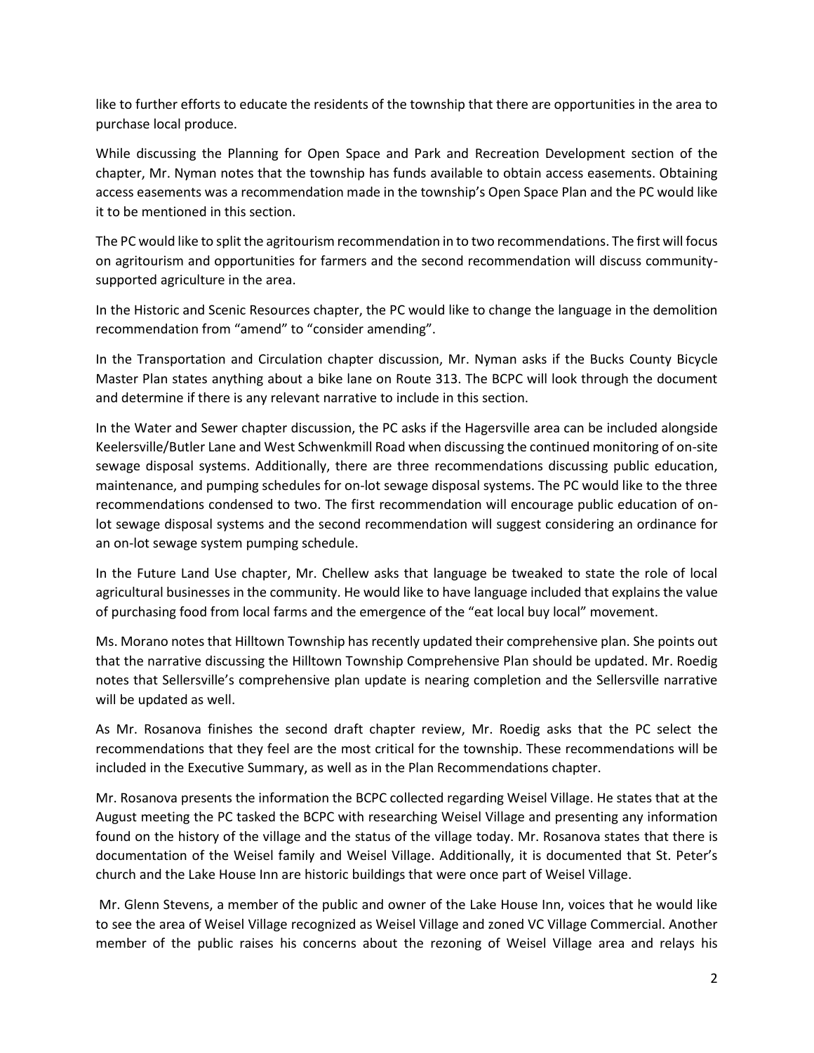like to further efforts to educate the residents of the township that there are opportunities in the area to purchase local produce.

While discussing the Planning for Open Space and Park and Recreation Development section of the chapter, Mr. Nyman notes that the township has funds available to obtain access easements. Obtaining access easements was a recommendation made in the township's Open Space Plan and the PC would like it to be mentioned in this section.

The PC would like to split the agritourism recommendation in to two recommendations. The first will focus on agritourism and opportunities for farmers and the second recommendation will discuss community-supported agriculture in the area.

In the Historic and Scenic Resources chapter, the PC would like to change the language in the demolition recommendation from "amend" to "consider amending".

In the Transportation and Circulation chapter discussion, Mr. Nyman asks if the Bucks County Bicycle Master Plan states anything about a bike lane on Route 313. The BCPC will look through the document and determine if there is any relevant narrative to include in this section.

In the Water and Sewer chapter discussion, the PC asks if the Hagersville area can be included alongside Keelersville/Butler Lane and West Schwenkmill Road when discussing the continued monitoring of on-site sewage disposal systems. Additionally, there are three recommendations discussing public education, maintenance, and pumping schedules for on-lot sewage disposal systems. The PC would like to the three recommendations condensed to two. The first recommendation will encourage public education of on-lot sewage disposal systems and the second recommendation will suggest considering an ordinance for an on-lot sewage system pumping schedule.

In the Future Land Use chapter, Mr. Chellew asks that language be tweaked to state the role of local agricultural businesses in the community. He would like to have language included that explains the value of purchasing food from local farms and the emergence of the "eat local buy local" movement.

Ms. Morano notes that Hilltown Township has recently updated their comprehensive plan. She points out that the narrative discussing the Hilltown Township Comprehensive Plan should be updated. Mr. Roedig notes that Sellersville's comprehensive plan update is nearing completion and the Sellersville narrative will be updated as well.

As Mr. Rosanova finishes the second draft chapter review, Mr. Roedig asks that the PC select the recommendations that they feel are the most critical for the township. These recommendations will be included in the Executive Summary, as well as in the Plan Recommendations chapter.

Mr. Rosanova presents the information the BCPC collected regarding Weisel Village. He states that at the August meeting the PC tasked the BCPC with researching Weisel Village and presenting any information found on the history of the village and the status of the village today. Mr. Rosanova states that there is documentation of the Weisel family and Weisel Village. Additionally, it is documented that St. Peter's church and the Lake House Inn are historic buildings that were once part of Weisel Village.

Mr. Glenn Stevens, a member of the public and owner of the Lake House Inn, voices that he would like to see the area of Weisel Village recognized as Weisel Village and zoned VC Village Commercial. Another member of the public raises his concerns about the rezoning of Weisel Village area and relays his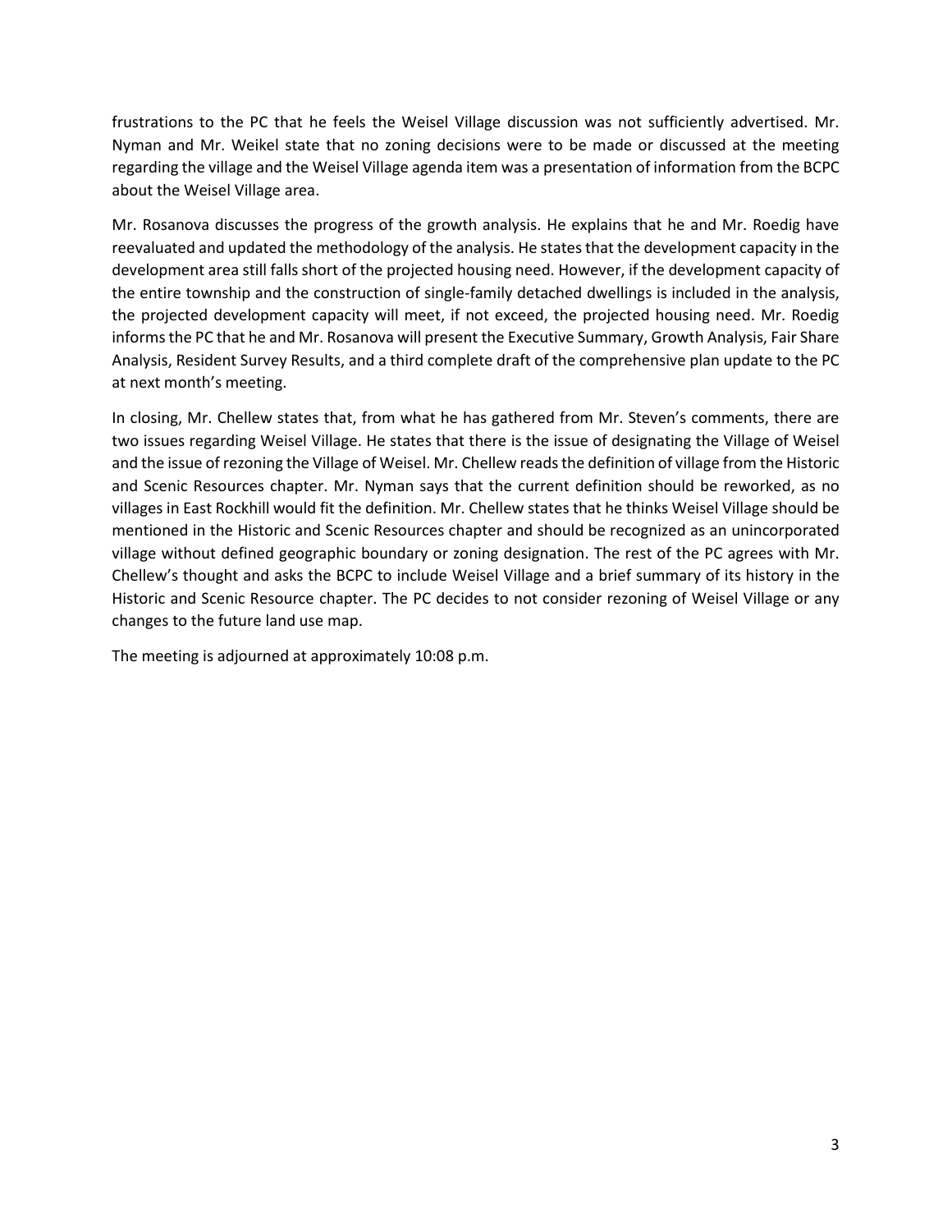frustrations to the PC that he feels the Weisel Village discussion was not sufficiently advertised. Mr. Nyman and Mr. Weikel state that no zoning decisions were to be made or discussed at the meeting regarding the village and the Weisel Village agenda item was a presentation of information from the BCPC about the Weisel Village area.

Mr. Rosanova discusses the progress of the growth analysis. He explains that he and Mr. Roedig have reevaluated and updated the methodology of the analysis. He states that the development capacity in the development area still falls short of the projected housing need. However, if the development capacity of the entire township and the construction of single-family detached dwellings is included in the analysis, the projected development capacity will meet, if not exceed, the projected housing need. Mr. Roedig informs the PC that he and Mr. Rosanova will present the Executive Summary, Growth Analysis, Fair Share Analysis, Resident Survey Results, and a third complete draft of the comprehensive plan update to the PC at next month's meeting.

In closing, Mr. Chellew states that, from what he has gathered from Mr. Steven's comments, there are two issues regarding Weisel Village. He states that there is the issue of designating the Village of Weisel and the issue of rezoning the Village of Weisel. Mr. Chellew reads the definition of village from the Historic and Scenic Resources chapter. Mr. Nyman says that the current definition should be reworked, as no villages in East Rockhill would fit the definition. Mr. Chellew states that he thinks Weisel Village should be mentioned in the Historic and Scenic Resources chapter and should be recognized as an unincorporated village without defined geographic boundary or zoning designation. The rest of the PC agrees with Mr. Chellew's thought and asks the BCPC to include Weisel Village and a brief summary of its history in the Historic and Scenic Resource chapter. The PC decides to not consider rezoning of Weisel Village or any changes to the future land use map.

The meeting is adjourned at approximately 10:08 p.m.